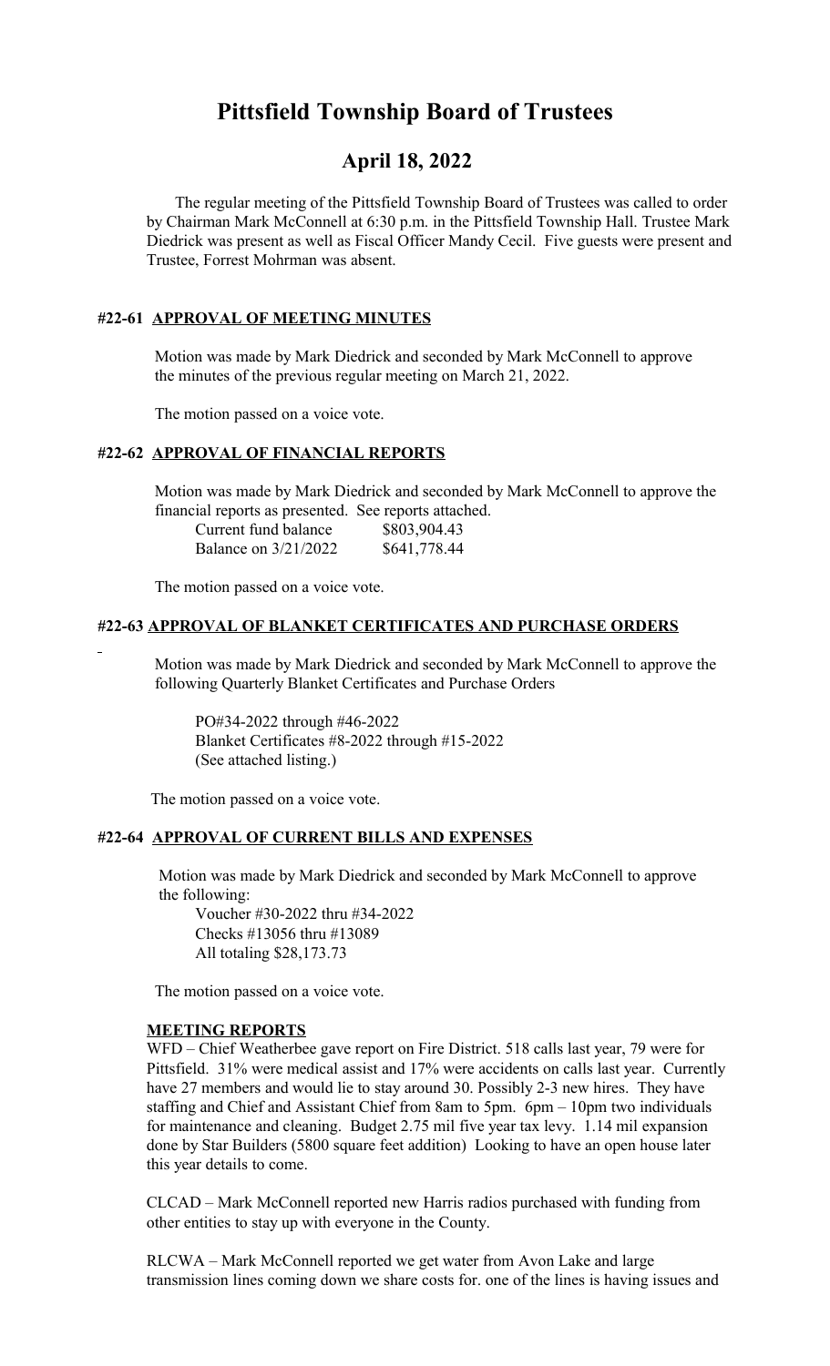# Pittsfield Township Board of Trustees

## April 18, 2022

The regular meeting of the Pittsfield Township Board of Trustees was called to order by Chairman Mark McConnell at 6:30 p.m. in the Pittsfield Township Hall. Trustee Mark Diedrick was present as well as Fiscal Officer Mandy Cecil. Five guests were present and Trustee, Forrest Mohrman was absent.

### #22-61 APPROVAL OF MEETING MINUTES

Motion was made by Mark Diedrick and seconded by Mark McConnell to approve the minutes of the previous regular meeting on March 21, 2022.

The motion passed on a voice vote.

### #22-62 APPROVAL OF FINANCIAL REPORTS

Motion was made by Mark Diedrick and seconded by Mark McConnell to approve the financial reports as presented. See reports attached.

| | |
|---|---|
| Current fund balance | $803,904.43 |
| Balance on 3/21/2022 | $641,778.44 |

The motion passed on a voice vote.

### #22-63 APPROVAL OF BLANKET CERTIFICATES AND PURCHASE ORDERS

Motion was made by Mark Diedrick and seconded by Mark McConnell to approve the following Quarterly Blanket Certificates and Purchase Orders

PO#34-2022 through #46-2022
Blanket Certificates #8-2022 through #15-2022
(See attached listing.)

The motion passed on a voice vote.

### #22-64 APPROVAL OF CURRENT BILLS AND EXPENSES

Motion was made by Mark Diedrick and seconded by Mark McConnell to approve the following:

Voucher #30-2022 thru #34-2022
Checks #13056 thru #13089
All totaling $28,173.73

The motion passed on a voice vote.

### MEETING REPORTS

WFD – Chief Weatherbee gave report on Fire District. 518 calls last year, 79 were for Pittsfield. 31% were medical assist and 17% were accidents on calls last year. Currently have 27 members and would lie to stay around 30. Possibly 2-3 new hires. They have staffing and Chief and Assistant Chief from 8am to 5pm. 6pm – 10pm two individuals for maintenance and cleaning. Budget 2.75 mil five year tax levy. 1.14 mil expansion done by Star Builders (5800 square feet addition) Looking to have an open house later this year details to come.

CLCAD – Mark McConnell reported new Harris radios purchased with funding from other entities to stay up with everyone in the County.

RLCWA – Mark McConnell reported we get water from Avon Lake and large transmission lines coming down we share costs for. one of the lines is having issues and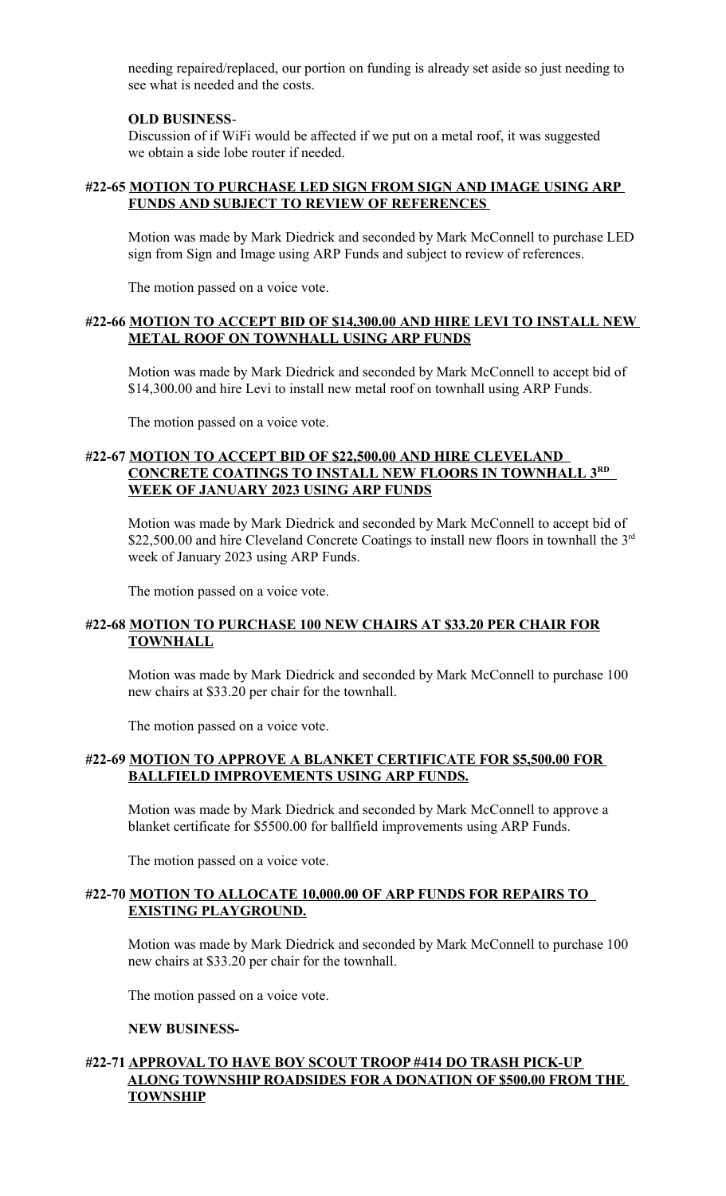needing repaired/replaced, our portion on funding is already set aside so just needing to see what is needed and the costs.

**OLD BUSINESS**-

Discussion of if WiFi would be affected if we put on a metal roof, it was suggested we obtain a side lobe router if needed.

**#22-65 MOTION TO PURCHASE LED SIGN FROM SIGN AND IMAGE USING ARP FUNDS AND SUBJECT TO REVIEW OF REFERENCES**

Motion was made by Mark Diedrick and seconded by Mark McConnell to purchase LED sign from Sign and Image using ARP Funds and subject to review of references.

The motion passed on a voice vote.

**#22-66 MOTION TO ACCEPT BID OF $14,300.00 AND HIRE LEVI TO INSTALL NEW METAL ROOF ON TOWNHALL USING ARP FUNDS**

Motion was made by Mark Diedrick and seconded by Mark McConnell to accept bid of $14,300.00 and hire Levi to install new metal roof on townhall using ARP Funds.

The motion passed on a voice vote.

**#22-67 MOTION TO ACCEPT BID OF $22,500.00 AND HIRE CLEVELAND CONCRETE COATINGS TO INSTALL NEW FLOORS IN TOWNHALL 3RD WEEK OF JANUARY 2023 USING ARP FUNDS**

Motion was made by Mark Diedrick and seconded by Mark McConnell to accept bid of $22,500.00 and hire Cleveland Concrete Coatings to install new floors in townhall the 3rd week of January 2023 using ARP Funds.

The motion passed on a voice vote.

**#22-68 MOTION TO PURCHASE 100 NEW CHAIRS AT $33.20 PER CHAIR FOR TOWNHALL**

Motion was made by Mark Diedrick and seconded by Mark McConnell to purchase 100 new chairs at $33.20 per chair for the townhall.

The motion passed on a voice vote.

**#22-69 MOTION TO APPROVE A BLANKET CERTIFICATE FOR $5,500.00 FOR BALLFIELD IMPROVEMENTS USING ARP FUNDS.**

Motion was made by Mark Diedrick and seconded by Mark McConnell to approve a blanket certificate for $5500.00 for ballfield improvements using ARP Funds.

The motion passed on a voice vote.

**#22-70 MOTION TO ALLOCATE 10,000.00 OF ARP FUNDS FOR REPAIRS TO EXISTING PLAYGROUND.**

Motion was made by Mark Diedrick and seconded by Mark McConnell to purchase 100 new chairs at $33.20 per chair for the townhall.

The motion passed on a voice vote.

**NEW BUSINESS-**

**#22-71 APPROVAL TO HAVE BOY SCOUT TROOP #414 DO TRASH PICK-UP ALONG TOWNSHIP ROADSIDES FOR A DONATION OF $500.00 FROM THE TOWNSHIP**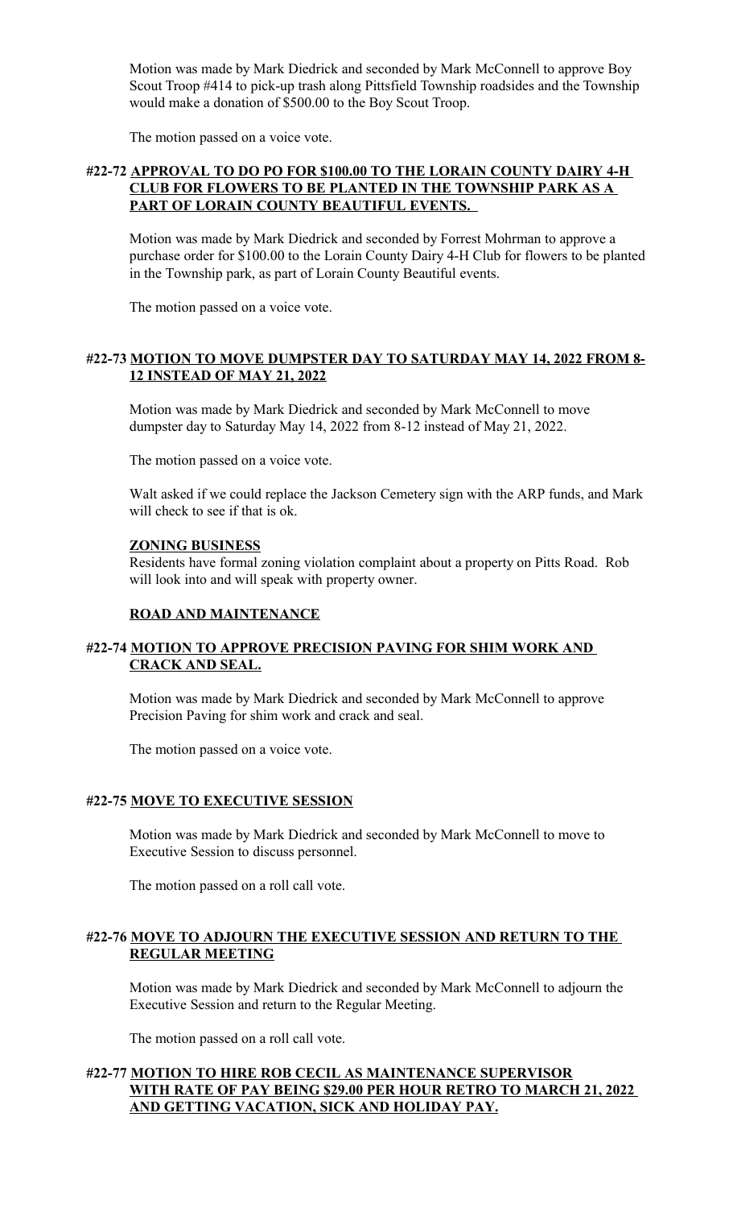Motion was made by Mark Diedrick and seconded by Mark McConnell to approve Boy Scout Troop #414 to pick-up trash along Pittsfield Township roadsides and the Township would make a donation of $500.00 to the Boy Scout Troop.

The motion passed on a voice vote.

**#22-72 <u>APPROVAL TO DO PO FOR $100.00 TO THE LORAIN COUNTY DAIRY 4-H CLUB FOR FLOWERS TO BE PLANTED IN THE TOWNSHIP PARK AS A PART OF LORAIN COUNTY BEAUTIFUL EVENTS.</u>**

Motion was made by Mark Diedrick and seconded by Forrest Mohrman to approve a purchase order for $100.00 to the Lorain County Dairy 4-H Club for flowers to be planted in the Township park, as part of Lorain County Beautiful events.

The motion passed on a voice vote.

**#22-73 <u>MOTION TO MOVE DUMPSTER DAY TO SATURDAY MAY 14, 2022 FROM 8-12 INSTEAD OF MAY 21, 2022</u>**

Motion was made by Mark Diedrick and seconded by Mark McConnell to move dumpster day to Saturday May 14, 2022 from 8-12 instead of May 21, 2022.

The motion passed on a voice vote.

Walt asked if we could replace the Jackson Cemetery sign with the ARP funds, and Mark will check to see if that is ok.

**<u>ZONING BUSINESS</u>**

Residents have formal zoning violation complaint about a property on Pitts Road. Rob will look into and will speak with property owner.

**<u>ROAD AND MAINTENANCE</u>**

**#22-74 <u>MOTION TO APPROVE PRECISION PAVING FOR SHIM WORK AND CRACK AND SEAL.</u>**

Motion was made by Mark Diedrick and seconded by Mark McConnell to approve Precision Paving for shim work and crack and seal.

The motion passed on a voice vote.

**#22-75 <u>MOVE TO EXECUTIVE SESSION</u>**

Motion was made by Mark Diedrick and seconded by Mark McConnell to move to Executive Session to discuss personnel.

The motion passed on a roll call vote.

**#22-76 <u>MOVE TO ADJOURN THE EXECUTIVE SESSION AND RETURN TO THE REGULAR MEETING</u>**

Motion was made by Mark Diedrick and seconded by Mark McConnell to adjourn the Executive Session and return to the Regular Meeting.

The motion passed on a roll call vote.

**#22-77 <u>MOTION TO HIRE ROB CECIL AS MAINTENANCE SUPERVISOR WITH RATE OF PAY BEING $29.00 PER HOUR RETRO TO MARCH 21, 2022 AND GETTING VACATION, SICK AND HOLIDAY PAY.</u>**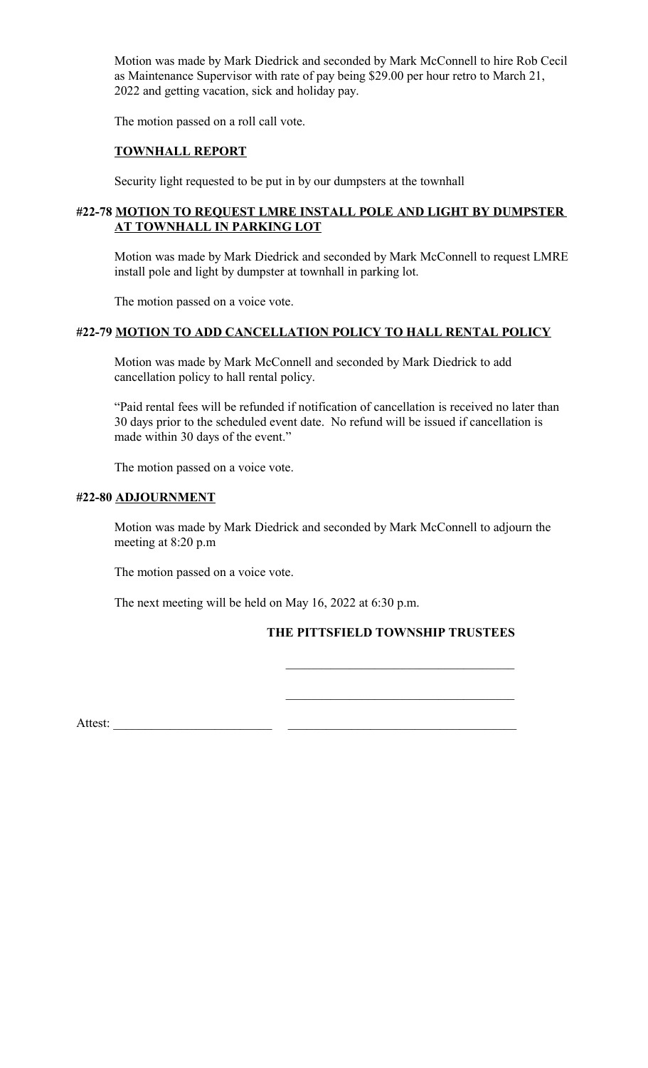Motion was made by Mark Diedrick and seconded by Mark McConnell to hire Rob Cecil as Maintenance Supervisor with rate of pay being $29.00 per hour retro to March 21, 2022 and getting vacation, sick and holiday pay.

The motion passed on a roll call vote.

**TOWNHALL REPORT**

Security light requested to be put in by our dumpsters at the townhall

### #22-78 MOTION TO REQUEST LMRE INSTALL POLE AND LIGHT BY DUMPSTER AT TOWNHALL IN PARKING LOT

Motion was made by Mark Diedrick and seconded by Mark McConnell to request LMRE install pole and light by dumpster at townhall in parking lot.

The motion passed on a voice vote.

### #22-79 MOTION TO ADD CANCELLATION POLICY TO HALL RENTAL POLICY

Motion was made by Mark McConnell and seconded by Mark Diedrick to add cancellation policy to hall rental policy.

"Paid rental fees will be refunded if notification of cancellation is received no later than 30 days prior to the scheduled event date. No refund will be issued if cancellation is made within 30 days of the event."

The motion passed on a voice vote.

### #22-80 ADJOURNMENT

Motion was made by Mark Diedrick and seconded by Mark McConnell to adjourn the meeting at 8:20 p.m

The motion passed on a voice vote.

The next meeting will be held on May 16, 2022 at 6:30 p.m.

**THE PITTSFIELD TOWNSHIP TRUSTEES**

\_\_\_\_\_\_\_\_\_\_\_\_\_\_\_\_\_\_\_\_\_\_\_\_\_\_\_\_\_\_\_\_\_\_\_

\_\_\_\_\_\_\_\_\_\_\_\_\_\_\_\_\_\_\_\_\_\_\_\_\_\_\_\_\_\_\_\_\_\_\_

Attest: \_\_\_\_\_\_\_\_\_\_\_\_\_\_\_\_\_\_\_\_\_\_\_\_\_ \_\_\_\_\_\_\_\_\_\_\_\_\_\_\_\_\_\_\_\_\_\_\_\_\_\_\_\_\_\_\_\_\_\_\_